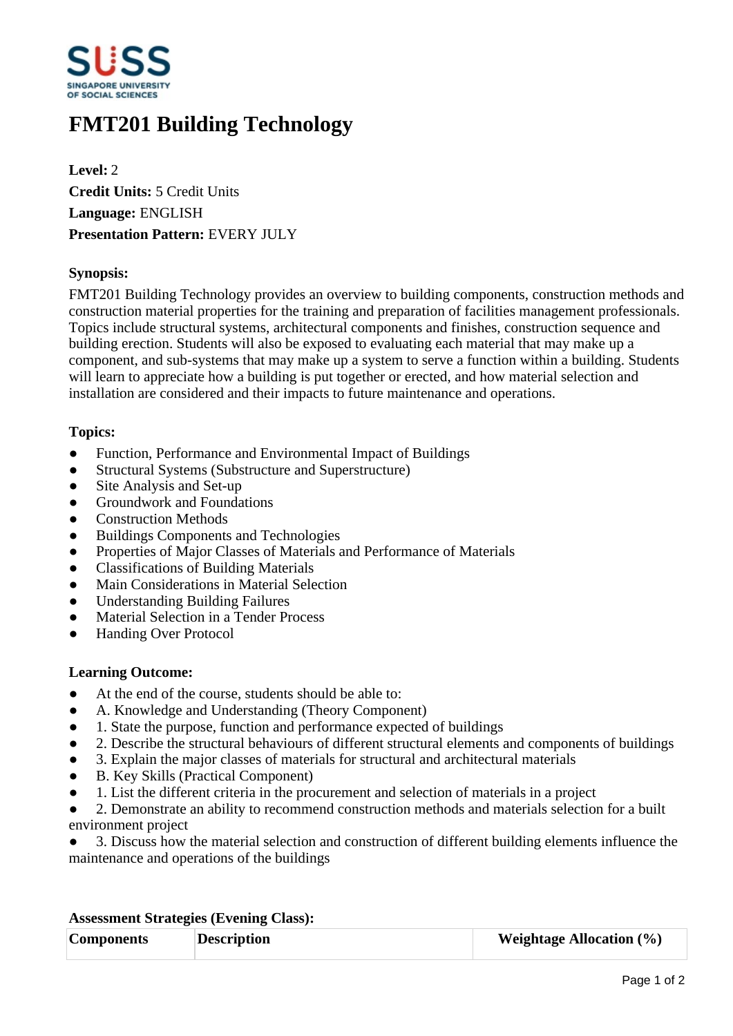# FMT201 Building Technology

**Level:** 2
**Credit Units:** 5 Credit Units
**Language:** ENGLISH
**Presentation Pattern:** EVERY JULY

**Synopsis:**

FMT201 Building Technology provides an overview to building components, construction methods and construction material properties for the training and preparation of facilities management professionals. Topics include structural systems, architectural components and finishes, construction sequence and building erection. Students will also be exposed to evaluating each material that may make up a component, and sub-systems that may make up a system to serve a function within a building. Students will learn to appreciate how a building is put together or erected, and how material selection and installation are considered and their impacts to future maintenance and operations.

**Topics:**

- Function, Performance and Environmental Impact of Buildings
- Structural Systems (Substructure and Superstructure)
- Site Analysis and Set-up
- Groundwork and Foundations
- Construction Methods
- Buildings Components and Technologies
- Properties of Major Classes of Materials and Performance of Materials
- Classifications of Building Materials
- Main Considerations in Material Selection
- Understanding Building Failures
- Material Selection in a Tender Process
- Handing Over Protocol

**Learning Outcome:**

- At the end of the course, students should be able to:
- A. Knowledge and Understanding (Theory Component)
- 1. State the purpose, function and performance expected of buildings
- 2. Describe the structural behaviours of different structural elements and components of buildings
- 3. Explain the major classes of materials for structural and architectural materials
- B. Key Skills (Practical Component)
- 1. List the different criteria in the procurement and selection of materials in a project
- 2. Demonstrate an ability to recommend construction methods and materials selection for a built environment project
- 3. Discuss how the material selection and construction of different building elements influence the maintenance and operations of the buildings

**Assessment Strategies (Evening Class):**

| Components | Description | Weightage Allocation (%) |
| --- | --- | --- |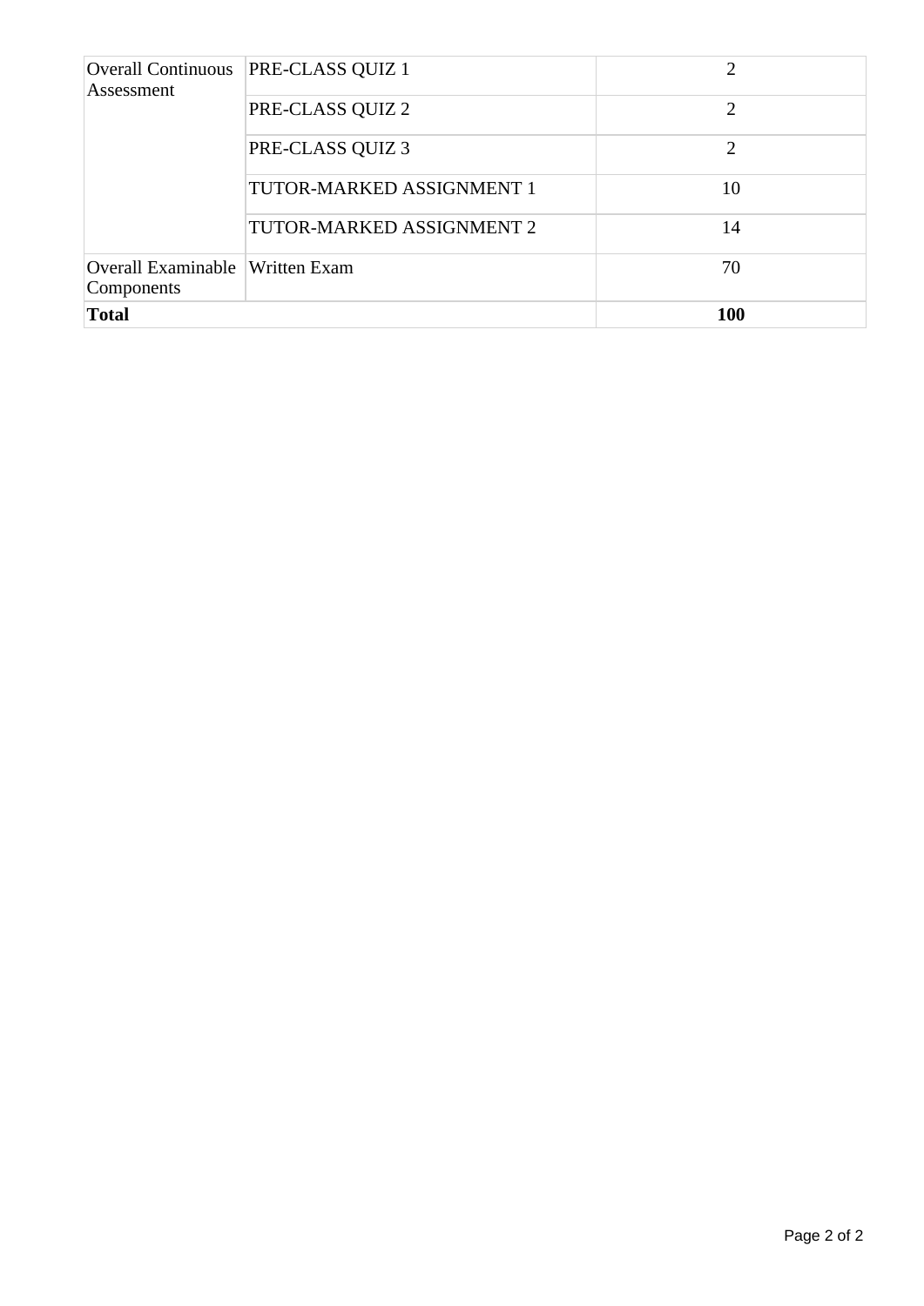| | | |
|---|---|---|
| Overall Continuous Assessment | PRE-CLASS QUIZ 1 | 2 |
| | PRE-CLASS QUIZ 2 | 2 |
| | PRE-CLASS QUIZ 3 | 2 |
| | TUTOR-MARKED ASSIGNMENT 1 | 10 |
| | TUTOR-MARKED ASSIGNMENT 2 | 14 |
| Overall Examinable Components | Written Exam | 70 |
| **Total** | | **100** |